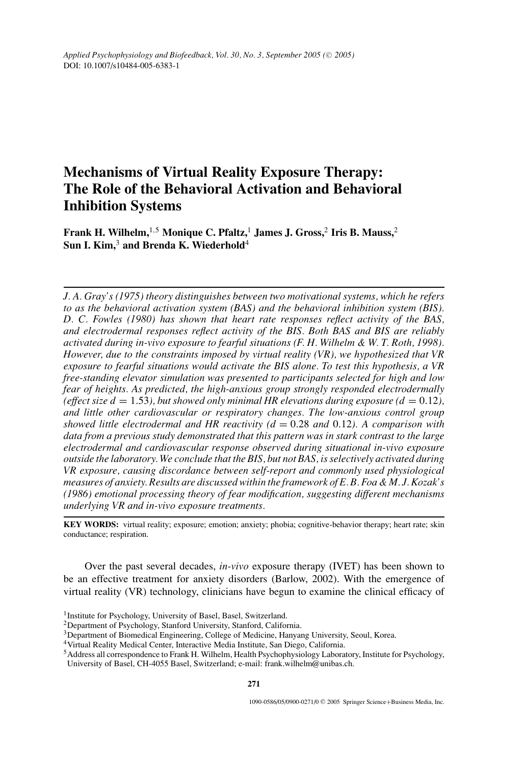# Mechanisms of Virtual Reality Exposure Therapy: The Role of the Behavioral Activation and Behavioral Inhibition Systems

**Frank H. Wilhelm,**[1,5] **Monique C. Pfaltz,**[1] **James J. Gross,**[2] **Iris B. Mauss,**[2] **Sun I. Kim,**[3] **and Brenda K. Wiederhold**[4]

*J. A. Gray's (1975) theory distinguishes between two motivational systems, which he refers to as the behavioral activation system (BAS) and the behavioral inhibition system (BIS). D. C. Fowles (1980) has shown that heart rate responses reflect activity of the BAS, and electrodermal responses reflect activity of the BIS. Both BAS and BIS are reliably activated during in-vivo exposure to fearful situations (F. H. Wilhelm & W. T. Roth, 1998). However, due to the constraints imposed by virtual reality (VR), we hypothesized that VR exposure to fearful situations would activate the BIS alone. To test this hypothesis, a VR free-standing elevator simulation was presented to participants selected for high and low fear of heights. As predicted, the high-anxious group strongly responded electrodermally (effect size $d = 1.53$), but showed only minimal HR elevations during exposure ($d = 0.12$), and little other cardiovascular or respiratory changes. The low-anxious control group showed little electrodermal and HR reactivity ($d = 0.28$ and $0.12$). A comparison with data from a previous study demonstrated that this pattern was in stark contrast to the large electrodermal and cardiovascular response observed during situational in-vivo exposure outside the laboratory. We conclude that the BIS, but not BAS, is selectively activated during VR exposure, causing discordance between self-report and commonly used physiological measures of anxiety. Results are discussed within the framework of E. B. Foa & M. J. Kozak's (1986) emotional processing theory of fear modification, suggesting different mechanisms underlying VR and in-vivo exposure treatments.*

**KEY WORDS:** virtual reality; exposure; emotion; anxiety; phobia; cognitive-behavior therapy; heart rate; skin conductance; respiration.

Over the past several decades, *in-vivo* exposure therapy (IVET) has been shown to be an effective treatment for anxiety disorders (Barlow, 2002). With the emergence of virtual reality (VR) technology, clinicians have begun to examine the clinical efficacy of

[1] Institute for Psychology, University of Basel, Basel, Switzerland.

[2] Department of Psychology, Stanford University, Stanford, California.

[3] Department of Biomedical Engineering, College of Medicine, Hanyang University, Seoul, Korea.

[4] Virtual Reality Medical Center, Interactive Media Institute, San Diego, California.

[5] Address all correspondence to Frank H. Wilhelm, Health Psychophysiology Laboratory, Institute for Psychology, University of Basel, CH-4055 Basel, Switzerland; e-mail: frank.wilhelm@unibas.ch.

1090-0586/05/0900-0271/0 © 2005 Springer Science+Business Media, Inc.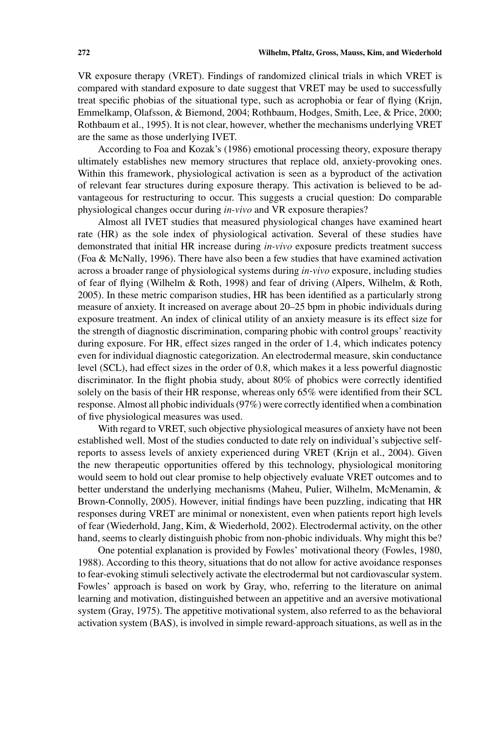VR exposure therapy (VRET). Findings of randomized clinical trials in which VRET is compared with standard exposure to date suggest that VRET may be used to successfully treat specific phobias of the situational type, such as acrophobia or fear of flying (Krijn, Emmelkamp, Olafsson, & Biemond, 2004; Rothbaum, Hodges, Smith, Lee, & Price, 2000; Rothbaum et al., 1995). It is not clear, however, whether the mechanisms underlying VRET are the same as those underlying IVET.

According to Foa and Kozak's (1986) emotional processing theory, exposure therapy ultimately establishes new memory structures that replace old, anxiety-provoking ones. Within this framework, physiological activation is seen as a byproduct of the activation of relevant fear structures during exposure therapy. This activation is believed to be advantageous for restructuring to occur. This suggests a crucial question: Do comparable physiological changes occur during *in-vivo* and VR exposure therapies?

Almost all IVET studies that measured physiological changes have examined heart rate (HR) as the sole index of physiological activation. Several of these studies have demonstrated that initial HR increase during *in-vivo* exposure predicts treatment success (Foa & McNally, 1996). There have also been a few studies that have examined activation across a broader range of physiological systems during *in-vivo* exposure, including studies of fear of flying (Wilhelm & Roth, 1998) and fear of driving (Alpers, Wilhelm, & Roth, 2005). In these metric comparison studies, HR has been identified as a particularly strong measure of anxiety. It increased on average about 20–25 bpm in phobic individuals during exposure treatment. An index of clinical utility of an anxiety measure is its effect size for the strength of diagnostic discrimination, comparing phobic with control groups' reactivity during exposure. For HR, effect sizes ranged in the order of 1.4, which indicates potency even for individual diagnostic categorization. An electrodermal measure, skin conductance level (SCL), had effect sizes in the order of 0.8, which makes it a less powerful diagnostic discriminator. In the flight phobia study, about 80% of phobics were correctly identified solely on the basis of their HR response, whereas only 65% were identified from their SCL response. Almost all phobic individuals (97%) were correctly identified when a combination of five physiological measures was used.

With regard to VRET, such objective physiological measures of anxiety have not been established well. Most of the studies conducted to date rely on individual's subjective self-reports to assess levels of anxiety experienced during VRET (Krijn et al., 2004). Given the new therapeutic opportunities offered by this technology, physiological monitoring would seem to hold out clear promise to help objectively evaluate VRET outcomes and to better understand the underlying mechanisms (Maheu, Pulier, Wilhelm, McMenamin, & Brown-Connolly, 2005). However, initial findings have been puzzling, indicating that HR responses during VRET are minimal or nonexistent, even when patients report high levels of fear (Wiederhold, Jang, Kim, & Wiederhold, 2002). Electrodermal activity, on the other hand, seems to clearly distinguish phobic from non-phobic individuals. Why might this be?

One potential explanation is provided by Fowles' motivational theory (Fowles, 1980, 1988). According to this theory, situations that do not allow for active avoidance responses to fear-evoking stimuli selectively activate the electrodermal but not cardiovascular system. Fowles' approach is based on work by Gray, who, referring to the literature on animal learning and motivation, distinguished between an appetitive and an aversive motivational system (Gray, 1975). The appetitive motivational system, also referred to as the behavioral activation system (BAS), is involved in simple reward-approach situations, as well as in the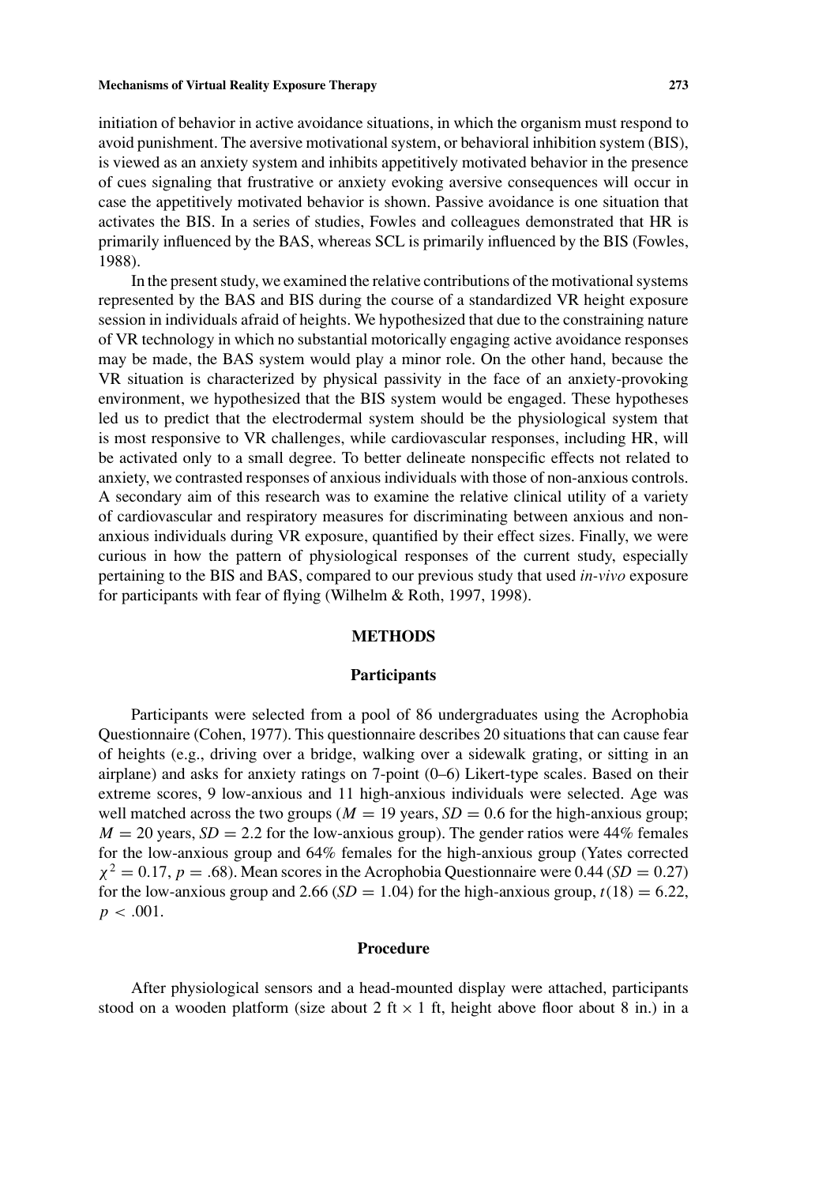initiation of behavior in active avoidance situations, in which the organism must respond to avoid punishment. The aversive motivational system, or behavioral inhibition system (BIS), is viewed as an anxiety system and inhibits appetitively motivated behavior in the presence of cues signaling that frustrative or anxiety evoking aversive consequences will occur in case the appetitively motivated behavior is shown. Passive avoidance is one situation that activates the BIS. In a series of studies, Fowles and colleagues demonstrated that HR is primarily influenced by the BAS, whereas SCL is primarily influenced by the BIS (Fowles, 1988).

In the present study, we examined the relative contributions of the motivational systems represented by the BAS and BIS during the course of a standardized VR height exposure session in individuals afraid of heights. We hypothesized that due to the constraining nature of VR technology in which no substantial motorically engaging active avoidance responses may be made, the BAS system would play a minor role. On the other hand, because the VR situation is characterized by physical passivity in the face of an anxiety-provoking environment, we hypothesized that the BIS system would be engaged. These hypotheses led us to predict that the electrodermal system should be the physiological system that is most responsive to VR challenges, while cardiovascular responses, including HR, will be activated only to a small degree. To better delineate nonspecific effects not related to anxiety, we contrasted responses of anxious individuals with those of non-anxious controls. A secondary aim of this research was to examine the relative clinical utility of a variety of cardiovascular and respiratory measures for discriminating between anxious and non-anxious individuals during VR exposure, quantified by their effect sizes. Finally, we were curious in how the pattern of physiological responses of the current study, especially pertaining to the BIS and BAS, compared to our previous study that used *in-vivo* exposure for participants with fear of flying (Wilhelm & Roth, 1997, 1998).

## METHODS

### Participants

Participants were selected from a pool of 86 undergraduates using the Acrophobia Questionnaire (Cohen, 1977). This questionnaire describes 20 situations that can cause fear of heights (e.g., driving over a bridge, walking over a sidewalk grating, or sitting in an airplane) and asks for anxiety ratings on 7-point (0–6) Likert-type scales. Based on their extreme scores, 9 low-anxious and 11 high-anxious individuals were selected. Age was well matched across the two groups ($M = 19$ years, $SD = 0.6$ for the high-anxious group; $M = 20$ years, $SD = 2.2$ for the low-anxious group). The gender ratios were 44% females for the low-anxious group and 64% females for the high-anxious group (Yates corrected $\chi^2 = 0.17$, $p = .68$). Mean scores in the Acrophobia Questionnaire were 0.44 ($SD = 0.27$) for the low-anxious group and 2.66 ($SD = 1.04$) for the high-anxious group, $t(18) = 6.22$, $p < .001$.

### Procedure

After physiological sensors and a head-mounted display were attached, participants stood on a wooden platform (size about 2 ft × 1 ft, height above floor about 8 in.) in a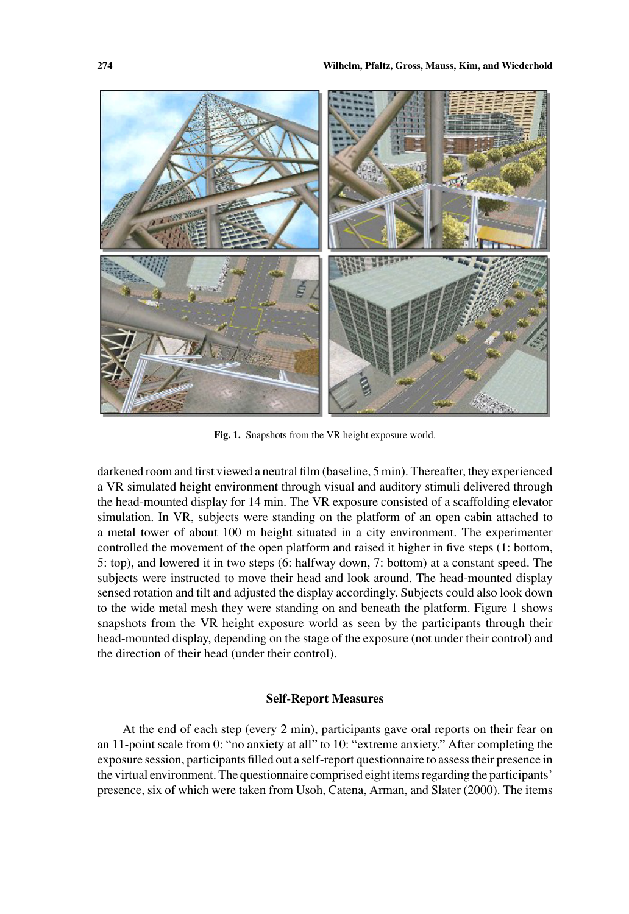Fig. 1. Snapshots from the VR height exposure world.

darkened room and first viewed a neutral film (baseline, 5 min). Thereafter, they experienced a VR simulated height environment through visual and auditory stimuli delivered through the head-mounted display for 14 min. The VR exposure consisted of a scaffolding elevator simulation. In VR, subjects were standing on the platform of an open cabin attached to a metal tower of about 100 m height situated in a city environment. The experimenter controlled the movement of the open platform and raised it higher in five steps (1: bottom, 5: top), and lowered it in two steps (6: halfway down, 7: bottom) at a constant speed. The subjects were instructed to move their head and look around. The head-mounted display sensed rotation and tilt and adjusted the display accordingly. Subjects could also look down to the wide metal mesh they were standing on and beneath the platform. Figure 1 shows snapshots from the VR height exposure world as seen by the participants through their head-mounted display, depending on the stage of the exposure (not under their control) and the direction of their head (under their control).

## Self-Report Measures

At the end of each step (every 2 min), participants gave oral reports on their fear on an 11-point scale from 0: "no anxiety at all" to 10: "extreme anxiety." After completing the exposure session, participants filled out a self-report questionnaire to assess their presence in the virtual environment. The questionnaire comprised eight items regarding the participants' presence, six of which were taken from Usoh, Catena, Arman, and Slater (2000). The items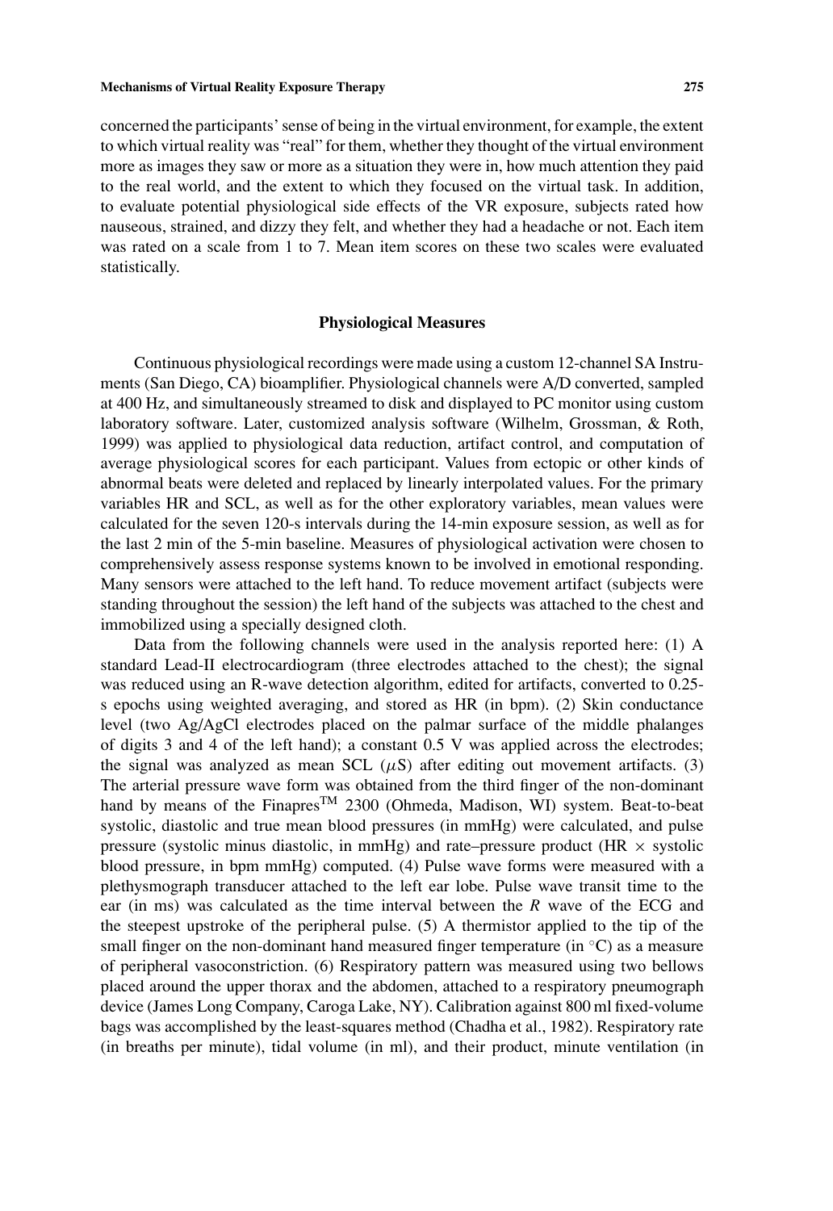concerned the participants' sense of being in the virtual environment, for example, the extent to which virtual reality was "real" for them, whether they thought of the virtual environment more as images they saw or more as a situation they were in, how much attention they paid to the real world, and the extent to which they focused on the virtual task. In addition, to evaluate potential physiological side effects of the VR exposure, subjects rated how nauseous, strained, and dizzy they felt, and whether they had a headache or not. Each item was rated on a scale from 1 to 7. Mean item scores on these two scales were evaluated statistically.

## Physiological Measures

Continuous physiological recordings were made using a custom 12-channel SA Instruments (San Diego, CA) bioamplifier. Physiological channels were A/D converted, sampled at 400 Hz, and simultaneously streamed to disk and displayed to PC monitor using custom laboratory software. Later, customized analysis software (Wilhelm, Grossman, & Roth, 1999) was applied to physiological data reduction, artifact control, and computation of average physiological scores for each participant. Values from ectopic or other kinds of abnormal beats were deleted and replaced by linearly interpolated values. For the primary variables HR and SCL, as well as for the other exploratory variables, mean values were calculated for the seven 120-s intervals during the 14-min exposure session, as well as for the last 2 min of the 5-min baseline. Measures of physiological activation were chosen to comprehensively assess response systems known to be involved in emotional responding. Many sensors were attached to the left hand. To reduce movement artifact (subjects were standing throughout the session) the left hand of the subjects was attached to the chest and immobilized using a specially designed cloth.

Data from the following channels were used in the analysis reported here: (1) A standard Lead-II electrocardiogram (three electrodes attached to the chest); the signal was reduced using an R-wave detection algorithm, edited for artifacts, converted to 0.25-s epochs using weighted averaging, and stored as HR (in bpm). (2) Skin conductance level (two Ag/AgCl electrodes placed on the palmar surface of the middle phalanges of digits 3 and 4 of the left hand); a constant 0.5 V was applied across the electrodes; the signal was analyzed as mean SCL ($\mu$S) after editing out movement artifacts. (3) The arterial pressure wave form was obtained from the third finger of the non-dominant hand by means of the Finapres[TM] 2300 (Ohmeda, Madison, WI) system. Beat-to-beat systolic, diastolic and true mean blood pressures (in mmHg) were calculated, and pulse pressure (systolic minus diastolic, in mmHg) and rate–pressure product (HR $\times$ systolic blood pressure, in bpm mmHg) computed. (4) Pulse wave forms were measured with a plethysmograph transducer attached to the left ear lobe. Pulse wave transit time to the ear (in ms) was calculated as the time interval between the *R* wave of the ECG and the steepest upstroke of the peripheral pulse. (5) A thermistor applied to the tip of the small finger on the non-dominant hand measured finger temperature (in $^{\circ}$C) as a measure of peripheral vasoconstriction. (6) Respiratory pattern was measured using two bellows placed around the upper thorax and the abdomen, attached to a respiratory pneumograph device (James Long Company, Caroga Lake, NY). Calibration against 800 ml fixed-volume bags was accomplished by the least-squares method (Chadha et al., 1982). Respiratory rate (in breaths per minute), tidal volume (in ml), and their product, minute ventilation (in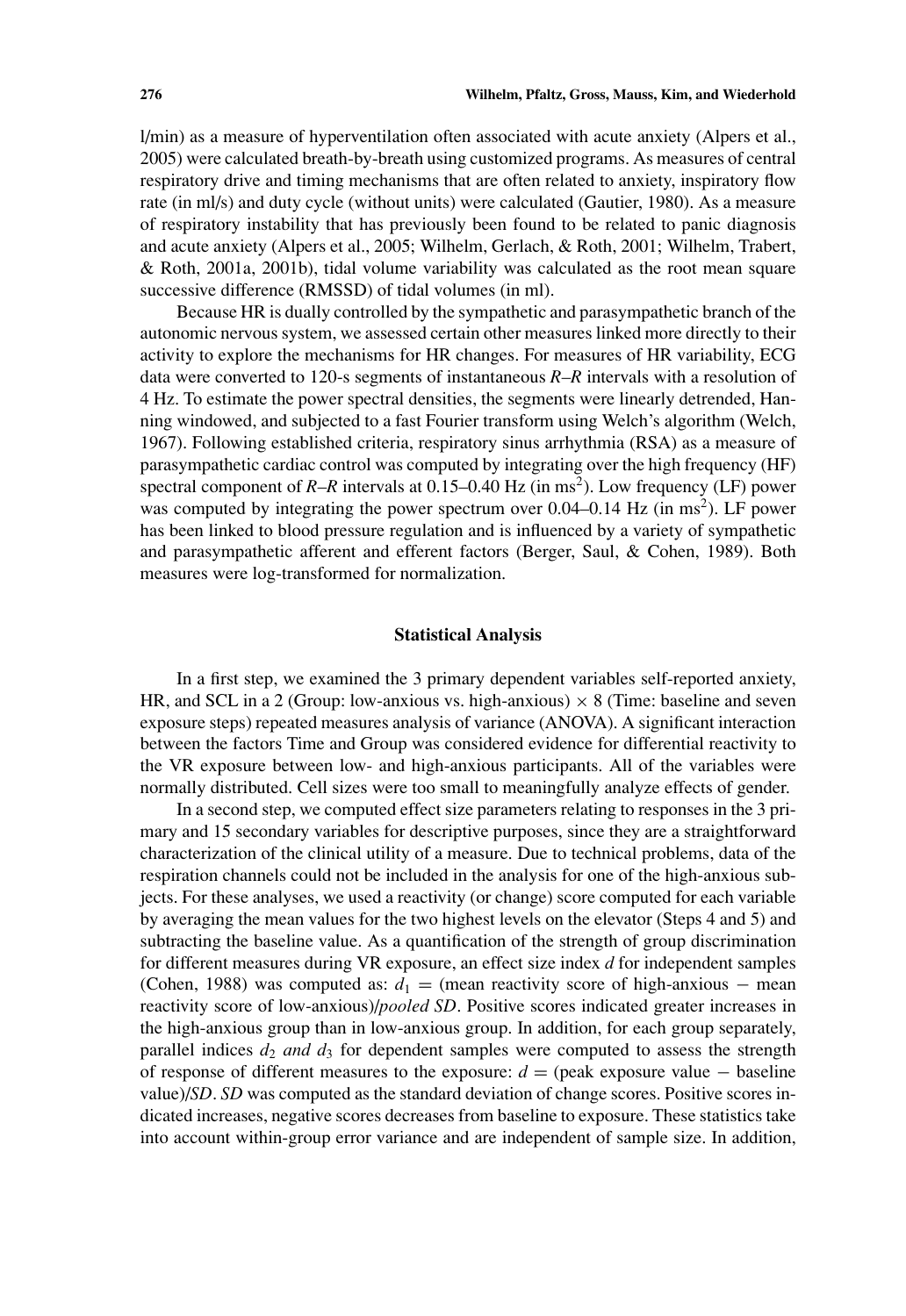l/min) as a measure of hyperventilation often associated with acute anxiety (Alpers et al., 2005) were calculated breath-by-breath using customized programs. As measures of central respiratory drive and timing mechanisms that are often related to anxiety, inspiratory flow rate (in ml/s) and duty cycle (without units) were calculated (Gautier, 1980). As a measure of respiratory instability that has previously been found to be related to panic diagnosis and acute anxiety (Alpers et al., 2005; Wilhelm, Gerlach, & Roth, 2001; Wilhelm, Trabert, & Roth, 2001a, 2001b), tidal volume variability was calculated as the root mean square successive difference (RMSSD) of tidal volumes (in ml).

Because HR is dually controlled by the sympathetic and parasympathetic branch of the autonomic nervous system, we assessed certain other measures linked more directly to their activity to explore the mechanisms for HR changes. For measures of HR variability, ECG data were converted to 120-s segments of instantaneous *R–R* intervals with a resolution of 4 Hz. To estimate the power spectral densities, the segments were linearly detrended, Hanning windowed, and subjected to a fast Fourier transform using Welch's algorithm (Welch, 1967). Following established criteria, respiratory sinus arrhythmia (RSA) as a measure of parasympathetic cardiac control was computed by integrating over the high frequency (HF) spectral component of *R–R* intervals at 0.15–0.40 Hz (in $ms^2$). Low frequency (LF) power was computed by integrating the power spectrum over 0.04–0.14 Hz (in $ms^2$). LF power has been linked to blood pressure regulation and is influenced by a variety of sympathetic and parasympathetic afferent and efferent factors (Berger, Saul, & Cohen, 1989). Both measures were log-transformed for normalization.

## Statistical Analysis

In a first step, we examined the 3 primary dependent variables self-reported anxiety, HR, and SCL in a 2 (Group: low-anxious vs. high-anxious) × 8 (Time: baseline and seven exposure steps) repeated measures analysis of variance (ANOVA). A significant interaction between the factors Time and Group was considered evidence for differential reactivity to the VR exposure between low- and high-anxious participants. All of the variables were normally distributed. Cell sizes were too small to meaningfully analyze effects of gender.

In a second step, we computed effect size parameters relating to responses in the 3 primary and 15 secondary variables for descriptive purposes, since they are a straightforward characterization of the clinical utility of a measure. Due to technical problems, data of the respiration channels could not be included in the analysis for one of the high-anxious subjects. For these analyses, we used a reactivity (or change) score computed for each variable by averaging the mean values for the two highest levels on the elevator (Steps 4 and 5) and subtracting the baseline value. As a quantification of the strength of group discrimination for different measures during VR exposure, an effect size index *d* for independent samples (Cohen, 1988) was computed as: $d_1$ = (mean reactivity score of high-anxious − mean reactivity score of low-anxious)/*pooled SD*. Positive scores indicated greater increases in the high-anxious group than in low-anxious group. In addition, for each group separately, parallel indices $d_2$ *and* $d_3$ for dependent samples were computed to assess the strength of response of different measures to the exposure: $d$ = (peak exposure value − baseline value)/*SD*. *SD* was computed as the standard deviation of change scores. Positive scores indicated increases, negative scores decreases from baseline to exposure. These statistics take into account within-group error variance and are independent of sample size. In addition,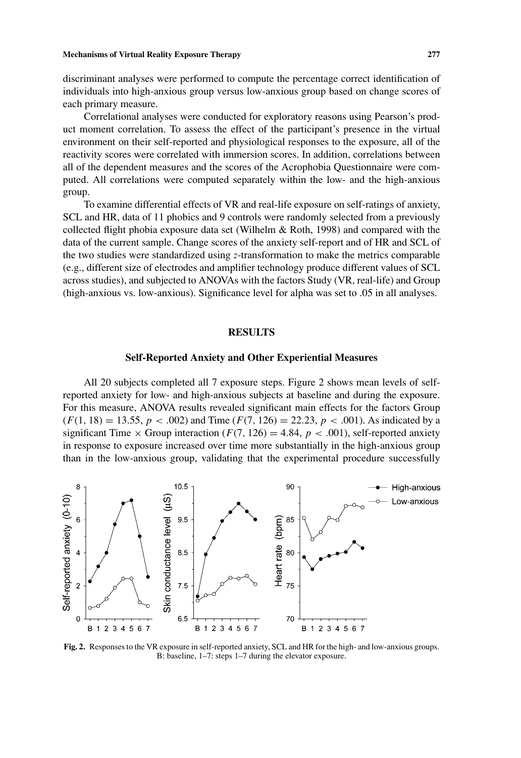discriminant analyses were performed to compute the percentage correct identification of individuals into high-anxious group versus low-anxious group based on change scores of each primary measure.

Correlational analyses were conducted for exploratory reasons using Pearson's product moment correlation. To assess the effect of the participant's presence in the virtual environment on their self-reported and physiological responses to the exposure, all of the reactivity scores were correlated with immersion scores. In addition, correlations between all of the dependent measures and the scores of the Acrophobia Questionnaire were computed. All correlations were computed separately within the low- and the high-anxious group.

To examine differential effects of VR and real-life exposure on self-ratings of anxiety, SCL and HR, data of 11 phobics and 9 controls were randomly selected from a previously collected flight phobia exposure data set (Wilhelm & Roth, 1998) and compared with the data of the current sample. Change scores of the anxiety self-report and of HR and SCL of the two studies were standardized using $z$-transformation to make the metrics comparable (e.g., different size of electrodes and amplifier technology produce different values of SCL across studies), and subjected to ANOVAs with the factors Study (VR, real-life) and Group (high-anxious vs. low-anxious). Significance level for alpha was set to .05 in all analyses.

## RESULTS

### Self-Reported Anxiety and Other Experiential Measures

All 20 subjects completed all 7 exposure steps. Figure 2 shows mean levels of self-reported anxiety for low- and high-anxious subjects at baseline and during the exposure. For this measure, ANOVA results revealed significant main effects for the factors Group ($F(1, 18) = 13.55$, $p < .002$) and Time ($F(7, 126) = 22.23$, $p < .001$). As indicated by a significant Time × Group interaction ($F(7, 126) = 4.84$, $p < .001$), self-reported anxiety in response to exposure increased over time more substantially in the high-anxious group than in the low-anxious group, validating that the experimental procedure successfully

**Fig. 2.** Responses to the VR exposure in self-reported anxiety, SCL and HR for the high- and low-anxious groups. B: baseline, 1–7: steps 1–7 during the elevator exposure.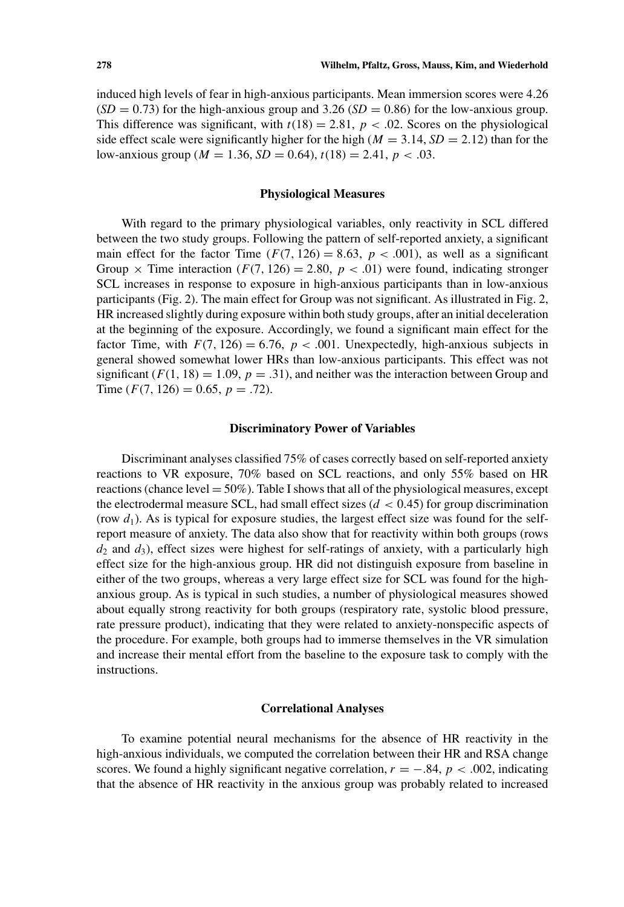induced high levels of fear in high-anxious participants. Mean immersion scores were 4.26 (*SD* = 0.73) for the high-anxious group and 3.26 (*SD* = 0.86) for the low-anxious group. This difference was significant, with $t(18) = 2.81$, $p < .02$. Scores on the physiological side effect scale were significantly higher for the high ($M = 3.14$, $SD = 2.12$) than for the low-anxious group ($M = 1.36$, $SD = 0.64$), $t(18) = 2.41$, $p < .03$.

### Physiological Measures

With regard to the primary physiological variables, only reactivity in SCL differed between the two study groups. Following the pattern of self-reported anxiety, a significant main effect for the factor Time ($F(7, 126) = 8.63$, $p < .001$), as well as a significant Group × Time interaction ($F(7, 126) = 2.80$, $p < .01$) were found, indicating stronger SCL increases in response to exposure in high-anxious participants than in low-anxious participants (Fig. 2). The main effect for Group was not significant. As illustrated in Fig. 2, HR increased slightly during exposure within both study groups, after an initial deceleration at the beginning of the exposure. Accordingly, we found a significant main effect for the factor Time, with $F(7, 126) = 6.76$, $p < .001$. Unexpectedly, high-anxious subjects in general showed somewhat lower HRs than low-anxious participants. This effect was not significant ($F(1, 18) = 1.09$, $p = .31$), and neither was the interaction between Group and Time ($F(7, 126) = 0.65$, $p = .72$).

### Discriminatory Power of Variables

Discriminant analyses classified 75% of cases correctly based on self-reported anxiety reactions to VR exposure, 70% based on SCL reactions, and only 55% based on HR reactions (chance level = 50%). Table I shows that all of the physiological measures, except the electrodermal measure SCL, had small effect sizes ($d < 0.45$) for group discrimination (row $d_1$). As is typical for exposure studies, the largest effect size was found for the self-report measure of anxiety. The data also show that for reactivity within both groups (rows $d_2$ and $d_3$), effect sizes were highest for self-ratings of anxiety, with a particularly high effect size for the high-anxious group. HR did not distinguish exposure from baseline in either of the two groups, whereas a very large effect size for SCL was found for the high-anxious group. As is typical in such studies, a number of physiological measures showed about equally strong reactivity for both groups (respiratory rate, systolic blood pressure, rate pressure product), indicating that they were related to anxiety-nonspecific aspects of the procedure. For example, both groups had to immerse themselves in the VR simulation and increase their mental effort from the baseline to the exposure task to comply with the instructions.

### Correlational Analyses

To examine potential neural mechanisms for the absence of HR reactivity in the high-anxious individuals, we computed the correlation between their HR and RSA change scores. We found a highly significant negative correlation, $r = -.84$, $p < .002$, indicating that the absence of HR reactivity in the anxious group was probably related to increased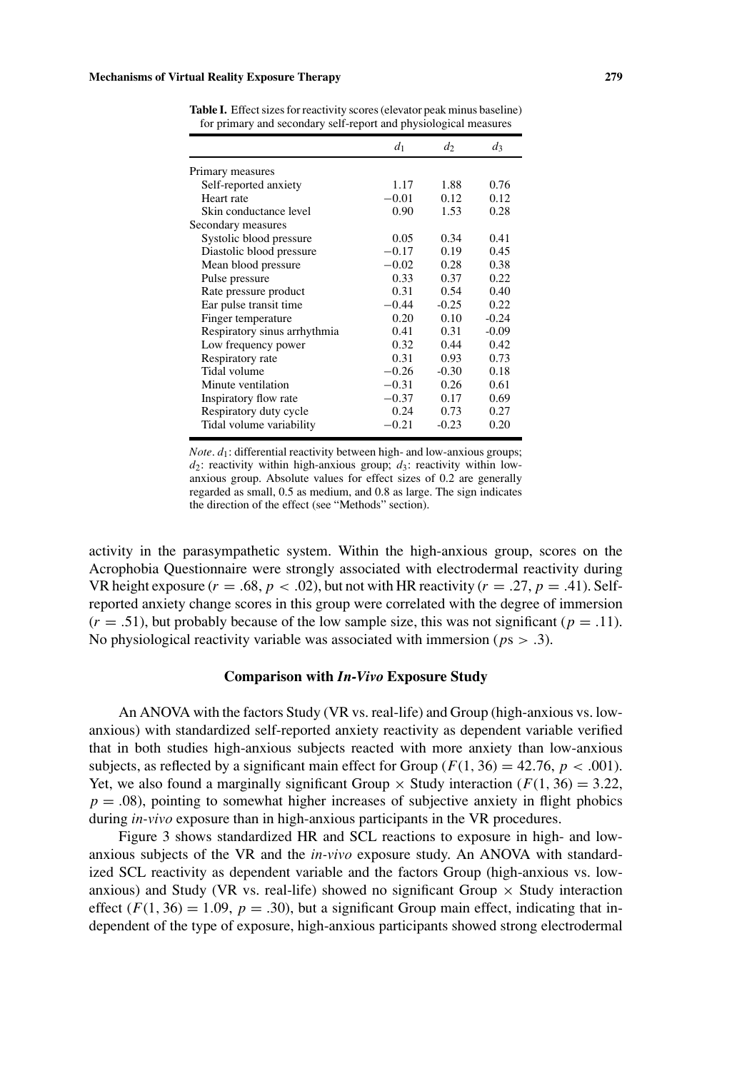**Table I.** Effect sizes for reactivity scores (elevator peak minus baseline) for primary and secondary self-report and physiological measures

| | $d_1$ | $d_2$ | $d_3$ |
|---|---|---|---|
| Primary measures | | | |
| Self-reported anxiety | 1.17 | 1.88 | 0.76 |
| Heart rate | −0.01 | 0.12 | 0.12 |
| Skin conductance level | 0.90 | 1.53 | 0.28 |
| Secondary measures | | | |
| Systolic blood pressure | 0.05 | 0.34 | 0.41 |
| Diastolic blood pressure | −0.17 | 0.19 | 0.45 |
| Mean blood pressure | −0.02 | 0.28 | 0.38 |
| Pulse pressure | 0.33 | 0.37 | 0.22 |
| Rate pressure product | 0.31 | 0.54 | 0.40 |
| Ear pulse transit time | −0.44 | -0.25 | 0.22 |
| Finger temperature | 0.20 | 0.10 | -0.24 |
| Respiratory sinus arrhythmia | 0.41 | 0.31 | -0.09 |
| Low frequency power | 0.32 | 0.44 | 0.42 |
| Respiratory rate | 0.31 | 0.93 | 0.73 |
| Tidal volume | −0.26 | -0.30 | 0.18 |
| Minute ventilation | −0.31 | 0.26 | 0.61 |
| Inspiratory flow rate | −0.37 | 0.17 | 0.69 |
| Respiratory duty cycle | 0.24 | 0.73 | 0.27 |
| Tidal volume variability | −0.21 | -0.23 | 0.20 |

*Note*. $d_1$: differential reactivity between high- and low-anxious groups; $d_2$: reactivity within high-anxious group; $d_3$: reactivity within low-anxious group. Absolute values for effect sizes of 0.2 are generally regarded as small, 0.5 as medium, and 0.8 as large. The sign indicates the direction of the effect (see "Methods" section).

activity in the parasympathetic system. Within the high-anxious group, scores on the Acrophobia Questionnaire were strongly associated with electrodermal reactivity during VR height exposure ($r = .68$, $p < .02$), but not with HR reactivity ($r = .27$, $p = .41$). Self-reported anxiety change scores in this group were correlated with the degree of immersion ($r = .51$), but probably because of the low sample size, this was not significant ($p = .11$). No physiological reactivity variable was associated with immersion ($p$s $> .3$).

### Comparison with *In-Vivo* Exposure Study

An ANOVA with the factors Study (VR vs. real-life) and Group (high-anxious vs. low-anxious) with standardized self-reported anxiety reactivity as dependent variable verified that in both studies high-anxious subjects reacted with more anxiety than low-anxious subjects, as reflected by a significant main effect for Group ($F(1, 36) = 42.76$, $p < .001$). Yet, we also found a marginally significant Group × Study interaction ($F(1, 36) = 3.22$, $p = .08$), pointing to somewhat higher increases of subjective anxiety in flight phobics during *in-vivo* exposure than in high-anxious participants in the VR procedures.

Figure 3 shows standardized HR and SCL reactions to exposure in high- and low-anxious subjects of the VR and the *in-vivo* exposure study. An ANOVA with standardized SCL reactivity as dependent variable and the factors Group (high-anxious vs. low-anxious) and Study (VR vs. real-life) showed no significant Group × Study interaction effect ($F(1, 36) = 1.09$, $p = .30$), but a significant Group main effect, indicating that independent of the type of exposure, high-anxious participants showed strong electrodermal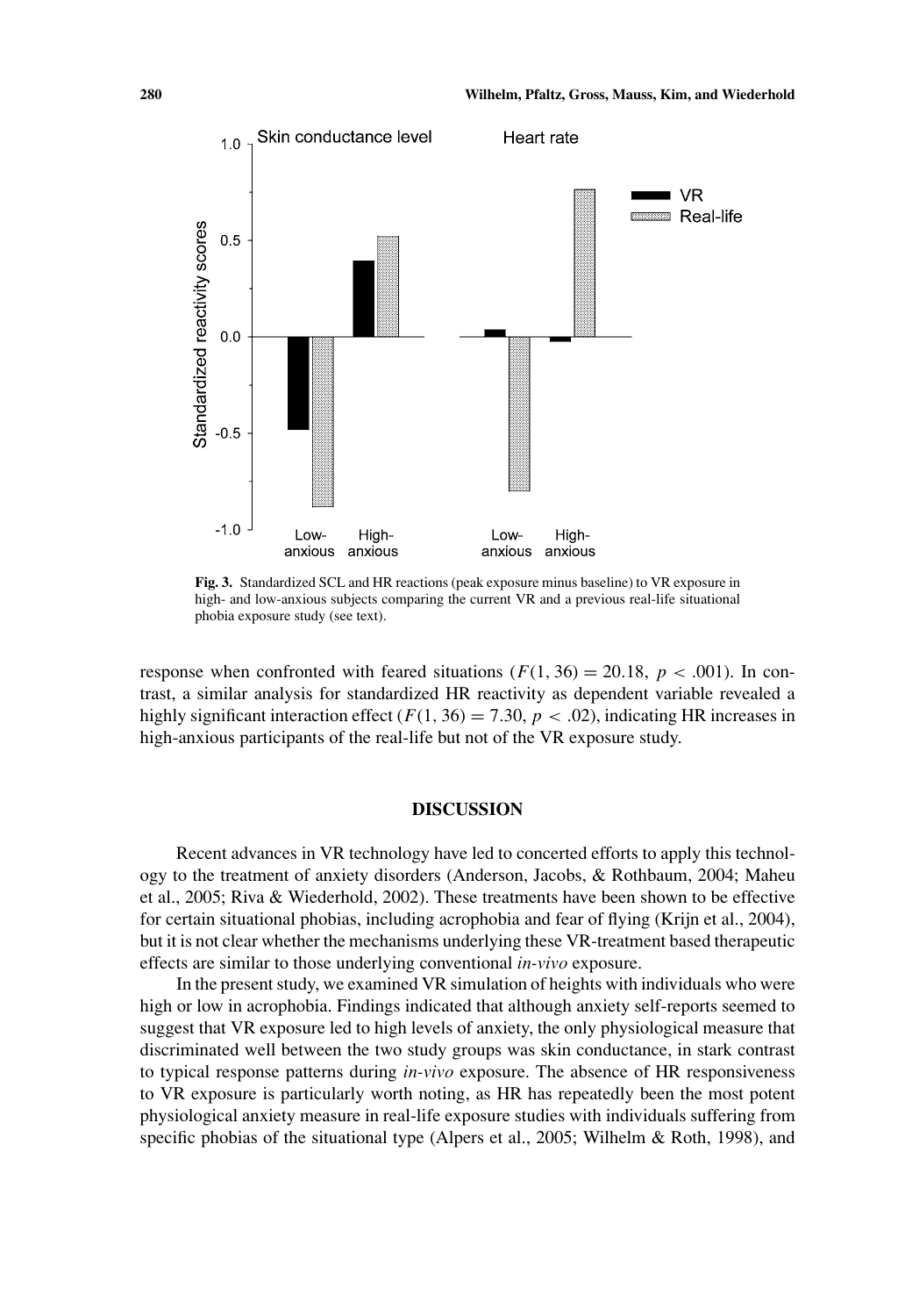**Fig. 3.** Standardized SCL and HR reactions (peak exposure minus baseline) to VR exposure in high- and low-anxious subjects comparing the current VR and a previous real-life situational phobia exposure study (see text).

response when confronted with feared situations ($F(1, 36) = 20.18$, $p < .001$). In contrast, a similar analysis for standardized HR reactivity as dependent variable revealed a highly significant interaction effect ($F(1, 36) = 7.30$, $p < .02$), indicating HR increases in high-anxious participants of the real-life but not of the VR exposure study.

## DISCUSSION

Recent advances in VR technology have led to concerted efforts to apply this technology to the treatment of anxiety disorders (Anderson, Jacobs, & Rothbaum, 2004; Maheu et al., 2005; Riva & Wiederhold, 2002). These treatments have been shown to be effective for certain situational phobias, including acrophobia and fear of flying (Krijn et al., 2004), but it is not clear whether the mechanisms underlying these VR-treatment based therapeutic effects are similar to those underlying conventional *in-vivo* exposure.

In the present study, we examined VR simulation of heights with individuals who were high or low in acrophobia. Findings indicated that although anxiety self-reports seemed to suggest that VR exposure led to high levels of anxiety, the only physiological measure that discriminated well between the two study groups was skin conductance, in stark contrast to typical response patterns during *in-vivo* exposure. The absence of HR responsiveness to VR exposure is particularly worth noting, as HR has repeatedly been the most potent physiological anxiety measure in real-life exposure studies with individuals suffering from specific phobias of the situational type (Alpers et al., 2005; Wilhelm & Roth, 1998), and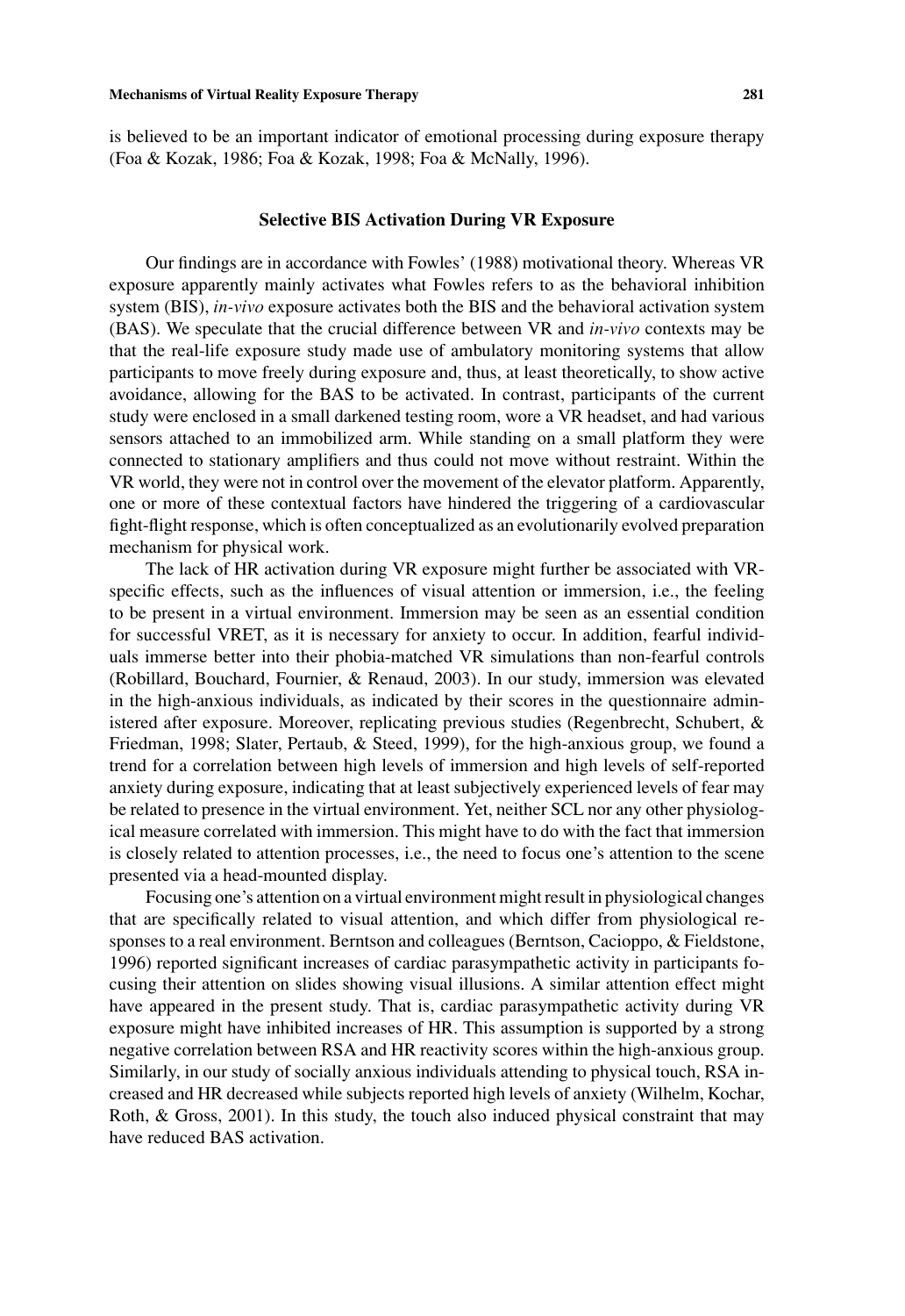is believed to be an important indicator of emotional processing during exposure therapy (Foa & Kozak, 1986; Foa & Kozak, 1998; Foa & McNally, 1996).

## Selective BIS Activation During VR Exposure

Our findings are in accordance with Fowles' (1988) motivational theory. Whereas VR exposure apparently mainly activates what Fowles refers to as the behavioral inhibition system (BIS), *in-vivo* exposure activates both the BIS and the behavioral activation system (BAS). We speculate that the crucial difference between VR and *in-vivo* contexts may be that the real-life exposure study made use of ambulatory monitoring systems that allow participants to move freely during exposure and, thus, at least theoretically, to show active avoidance, allowing for the BAS to be activated. In contrast, participants of the current study were enclosed in a small darkened testing room, wore a VR headset, and had various sensors attached to an immobilized arm. While standing on a small platform they were connected to stationary amplifiers and thus could not move without restraint. Within the VR world, they were not in control over the movement of the elevator platform. Apparently, one or more of these contextual factors have hindered the triggering of a cardiovascular fight-flight response, which is often conceptualized as an evolutionarily evolved preparation mechanism for physical work.

The lack of HR activation during VR exposure might further be associated with VR-specific effects, such as the influences of visual attention or immersion, i.e., the feeling to be present in a virtual environment. Immersion may be seen as an essential condition for successful VRET, as it is necessary for anxiety to occur. In addition, fearful individuals immerse better into their phobia-matched VR simulations than non-fearful controls (Robillard, Bouchard, Fournier, & Renaud, 2003). In our study, immersion was elevated in the high-anxious individuals, as indicated by their scores in the questionnaire administered after exposure. Moreover, replicating previous studies (Regenbrecht, Schubert, & Friedman, 1998; Slater, Pertaub, & Steed, 1999), for the high-anxious group, we found a trend for a correlation between high levels of immersion and high levels of self-reported anxiety during exposure, indicating that at least subjectively experienced levels of fear may be related to presence in the virtual environment. Yet, neither SCL nor any other physiological measure correlated with immersion. This might have to do with the fact that immersion is closely related to attention processes, i.e., the need to focus one's attention to the scene presented via a head-mounted display.

Focusing one's attention on a virtual environment might result in physiological changes that are specifically related to visual attention, and which differ from physiological responses to a real environment. Berntson and colleagues (Berntson, Cacioppo, & Fieldstone, 1996) reported significant increases of cardiac parasympathetic activity in participants focusing their attention on slides showing visual illusions. A similar attention effect might have appeared in the present study. That is, cardiac parasympathetic activity during VR exposure might have inhibited increases of HR. This assumption is supported by a strong negative correlation between RSA and HR reactivity scores within the high-anxious group. Similarly, in our study of socially anxious individuals attending to physical touch, RSA increased and HR decreased while subjects reported high levels of anxiety (Wilhelm, Kochar, Roth, & Gross, 2001). In this study, the touch also induced physical constraint that may have reduced BAS activation.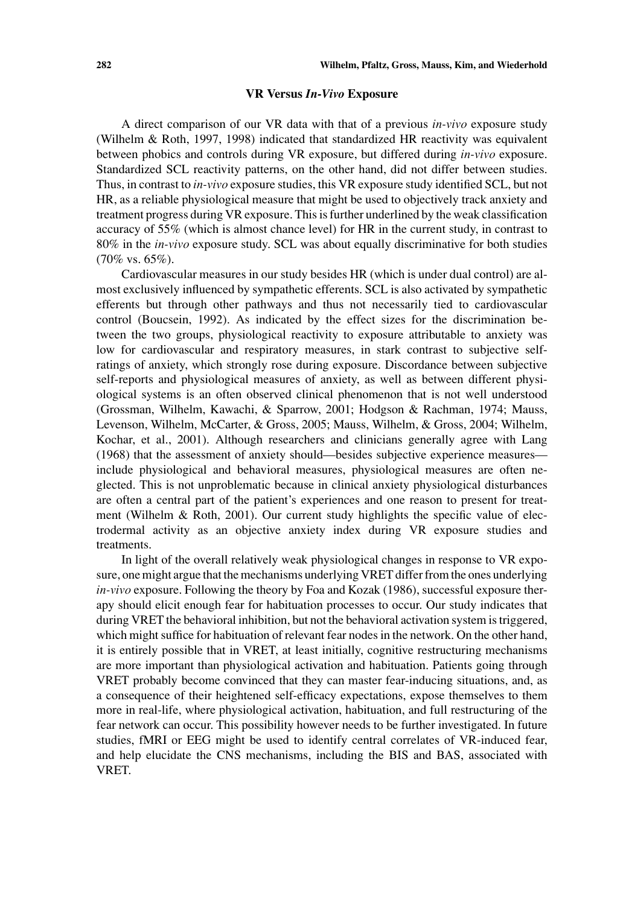## VR Versus *In-Vivo* Exposure

A direct comparison of our VR data with that of a previous *in-vivo* exposure study (Wilhelm & Roth, 1997, 1998) indicated that standardized HR reactivity was equivalent between phobics and controls during VR exposure, but differed during *in-vivo* exposure. Standardized SCL reactivity patterns, on the other hand, did not differ between studies. Thus, in contrast to *in-vivo* exposure studies, this VR exposure study identified SCL, but not HR, as a reliable physiological measure that might be used to objectively track anxiety and treatment progress during VR exposure. This is further underlined by the weak classification accuracy of 55% (which is almost chance level) for HR in the current study, in contrast to 80% in the *in-vivo* exposure study. SCL was about equally discriminative for both studies (70% vs. 65%).

Cardiovascular measures in our study besides HR (which is under dual control) are almost exclusively influenced by sympathetic efferents. SCL is also activated by sympathetic efferents but through other pathways and thus not necessarily tied to cardiovascular control (Boucsein, 1992). As indicated by the effect sizes for the discrimination between the two groups, physiological reactivity to exposure attributable to anxiety was low for cardiovascular and respiratory measures, in stark contrast to subjective self-ratings of anxiety, which strongly rose during exposure. Discordance between subjective self-reports and physiological measures of anxiety, as well as between different physiological systems is an often observed clinical phenomenon that is not well understood (Grossman, Wilhelm, Kawachi, & Sparrow, 2001; Hodgson & Rachman, 1974; Mauss, Levenson, Wilhelm, McCarter, & Gross, 2005; Mauss, Wilhelm, & Gross, 2004; Wilhelm, Kochar, et al., 2001). Although researchers and clinicians generally agree with Lang (1968) that the assessment of anxiety should—besides subjective experience measures—include physiological and behavioral measures, physiological measures are often neglected. This is not unproblematic because in clinical anxiety physiological disturbances are often a central part of the patient's experiences and one reason to present for treatment (Wilhelm & Roth, 2001). Our current study highlights the specific value of electrodermal activity as an objective anxiety index during VR exposure studies and treatments.

In light of the overall relatively weak physiological changes in response to VR exposure, one might argue that the mechanisms underlying VRET differ from the ones underlying *in-vivo* exposure. Following the theory by Foa and Kozak (1986), successful exposure therapy should elicit enough fear for habituation processes to occur. Our study indicates that during VRET the behavioral inhibition, but not the behavioral activation system is triggered, which might suffice for habituation of relevant fear nodes in the network. On the other hand, it is entirely possible that in VRET, at least initially, cognitive restructuring mechanisms are more important than physiological activation and habituation. Patients going through VRET probably become convinced that they can master fear-inducing situations, and, as a consequence of their heightened self-efficacy expectations, expose themselves to them more in real-life, where physiological activation, habituation, and full restructuring of the fear network can occur. This possibility however needs to be further investigated. In future studies, fMRI or EEG might be used to identify central correlates of VR-induced fear, and help elucidate the CNS mechanisms, including the BIS and BAS, associated with VRET.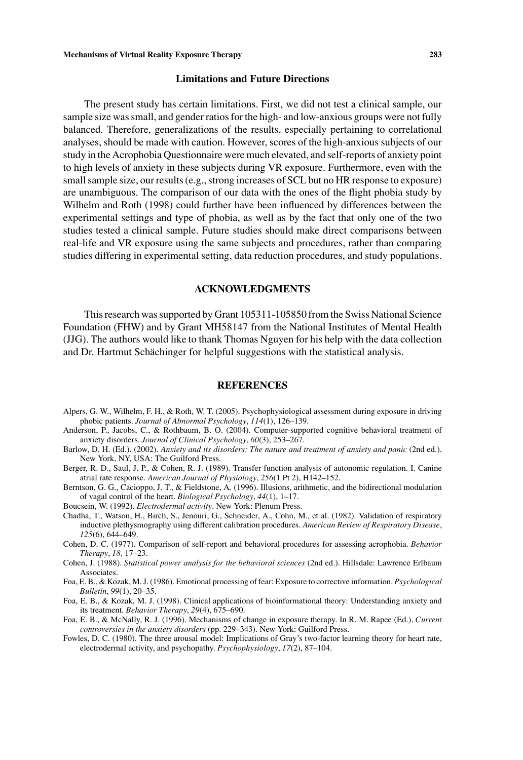## Limitations and Future Directions

The present study has certain limitations. First, we did not test a clinical sample, our sample size was small, and gender ratios for the high- and low-anxious groups were not fully balanced. Therefore, generalizations of the results, especially pertaining to correlational analyses, should be made with caution. However, scores of the high-anxious subjects of our study in the Acrophobia Questionnaire were much elevated, and self-reports of anxiety point to high levels of anxiety in these subjects during VR exposure. Furthermore, even with the small sample size, our results (e.g., strong increases of SCL but no HR response to exposure) are unambiguous. The comparison of our data with the ones of the flight phobia study by Wilhelm and Roth (1998) could further have been influenced by differences between the experimental settings and type of phobia, as well as by the fact that only one of the two studies tested a clinical sample. Future studies should make direct comparisons between real-life and VR exposure using the same subjects and procedures, rather than comparing studies differing in experimental setting, data reduction procedures, and study populations.

## ACKNOWLEDGMENTS

This research was supported by Grant 105311-105850 from the Swiss National Science Foundation (FHW) and by Grant MH58147 from the National Institutes of Mental Health (JJG). The authors would like to thank Thomas Nguyen for his help with the data collection and Dr. Hartmut Schächinger for helpful suggestions with the statistical analysis.

## REFERENCES

Alpers, G. W., Wilhelm, F. H., & Roth, W. T. (2005). Psychophysiological assessment during exposure in driving phobic patients. *Journal of Abnormal Psychology*, *114*(1), 126–139.

Anderson, P., Jacobs, C., & Rothbaum, B. O. (2004). Computer-supported cognitive behavioral treatment of anxiety disorders. *Journal of Clinical Psychology*, *60*(3), 253–267.

Barlow, D. H. (Ed.). (2002). *Anxiety and its disorders: The nature and treatment of anxiety and panic* (2nd ed.). New York, NY, USA: The Guilford Press.

Berger, R. D., Saul, J. P., & Cohen, R. J. (1989). Transfer function analysis of autonomic regulation. I. Canine atrial rate response. *American Journal of Physiology*, *256*(1 Pt 2), H142–152.

Berntson, G. G., Cacioppo, J. T., & Fieldstone, A. (1996). Illusions, arithmetic, and the bidirectional modulation of vagal control of the heart. *Biological Psychology*, *44*(1), 1–17.

Boucsein, W. (1992). *Electrodermal activity*. New York: Plenum Press.

Chadha, T., Watson, H., Birch, S., Jenouri, G., Schneider, A., Cohn, M., et al. (1982). Validation of respiratory inductive plethysmography using different calibration procedures. *American Review of Respiratory Disease*, *125*(6), 644–649.

Cohen, D. C. (1977). Comparison of self-report and behavioral procedures for assessing acrophobia. *Behavior Therapy*, *18,* 17–23.

Cohen, J. (1988). *Statistical power analysis for the behavioral sciences* (2nd ed.). Hillsdale: Lawrence Erlbaum Associates.

Foa, E. B., & Kozak, M. J. (1986). Emotional processing of fear: Exposure to corrective information. *Psychological Bulletin*, *99*(1), 20–35.

Foa, E. B., & Kozak, M. J. (1998). Clinical applications of bioinformational theory: Understanding anxiety and its treatment. *Behavior Therapy*, *29*(4), 675–690.

Foa, E. B., & McNally, R. J. (1996). Mechanisms of change in exposure therapy. In R. M. Rapee (Ed.), *Current controversies in the anxiety disorders* (pp. 229–343). New York: Guilford Press.

Fowles, D. C. (1980). The three arousal model: Implications of Gray's two-factor learning theory for heart rate, electrodermal activity, and psychopathy. *Psychophysiology*, *17*(2), 87–104.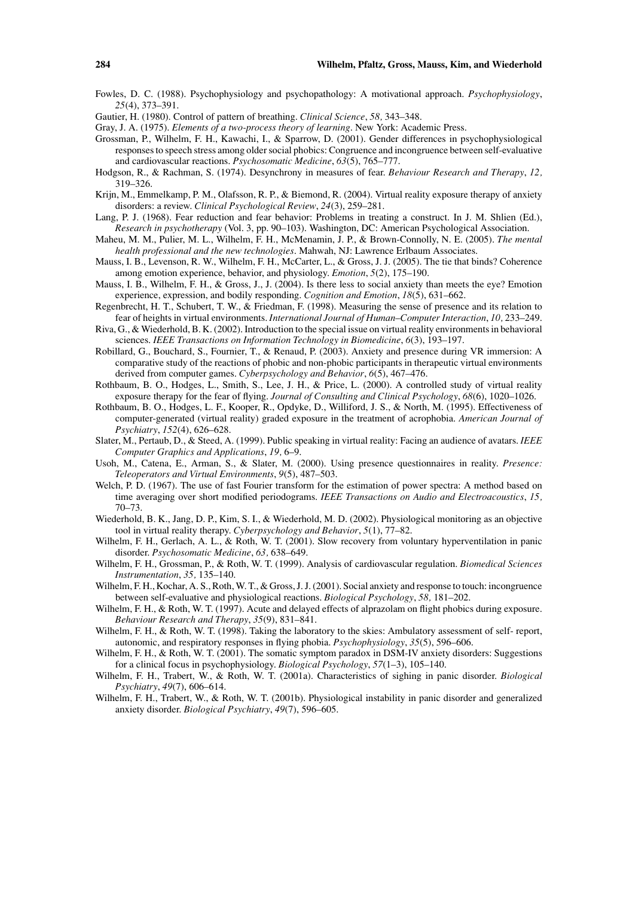Fowles, D. C. (1988). Psychophysiology and psychopathology: A motivational approach. *Psychophysiology*, *25*(4), 373–391.

Gautier, H. (1980). Control of pattern of breathing. *Clinical Science*, *58,* 343–348.

Gray, J. A. (1975). *Elements of a two-process theory of learning*. New York: Academic Press.

Grossman, P., Wilhelm, F. H., Kawachi, I., & Sparrow, D. (2001). Gender differences in psychophysiological responses to speech stress among older social phobics: Congruence and incongruence between self-evaluative and cardiovascular reactions. *Psychosomatic Medicine*, *63*(5), 765–777.

Hodgson, R., & Rachman, S. (1974). Desynchrony in measures of fear. *Behaviour Research and Therapy*, *12,* 319–326.

Krijn, M., Emmelkamp, P. M., Olafsson, R. P., & Biemond, R. (2004). Virtual reality exposure therapy of anxiety disorders: a review. *Clinical Psychological Review*, *24*(3), 259–281.

Lang, P. J. (1968). Fear reduction and fear behavior: Problems in treating a construct. In J. M. Shlien (Ed.), *Research in psychotherapy* (Vol. 3, pp. 90–103). Washington, DC: American Psychological Association.

Maheu, M. M., Pulier, M. L., Wilhelm, F. H., McMenamin, J. P., & Brown-Connolly, N. E. (2005). *The mental health professional and the new technologies*. Mahwah, NJ: Lawrence Erlbaum Associates.

Mauss, I. B., Levenson, R. W., Wilhelm, F. H., McCarter, L., & Gross, J. J. (2005). The tie that binds? Coherence among emotion experience, behavior, and physiology. *Emotion*, *5*(2), 175–190.

Mauss, I. B., Wilhelm, F. H., & Gross, J., J. (2004). Is there less to social anxiety than meets the eye? Emotion experience, expression, and bodily responding. *Cognition and Emotion*, *18*(5), 631–662.

Regenbrecht, H. T., Schubert, T. W., & Friedman, F. (1998). Measuring the sense of presence and its relation to fear of heights in virtual environments. *International Journal of Human–Computer Interaction*, *10,* 233–249.

Riva, G., & Wiederhold, B. K. (2002). Introduction to the special issue on virtual reality environments in behavioral sciences. *IEEE Transactions on Information Technology in Biomedicine*, *6*(3), 193–197.

Robillard, G., Bouchard, S., Fournier, T., & Renaud, P. (2003). Anxiety and presence during VR immersion: A comparative study of the reactions of phobic and non-phobic participants in therapeutic virtual environments derived from computer games. *Cyberpsychology and Behavior*, *6*(5), 467–476.

Rothbaum, B. O., Hodges, L., Smith, S., Lee, J. H., & Price, L. (2000). A controlled study of virtual reality exposure therapy for the fear of flying. *Journal of Consulting and Clinical Psychology*, *68*(6), 1020–1026.

Rothbaum, B. O., Hodges, L. F., Kooper, R., Opdyke, D., Williford, J. S., & North, M. (1995). Effectiveness of computer-generated (virtual reality) graded exposure in the treatment of acrophobia. *American Journal of Psychiatry*, *152*(4), 626–628.

Slater, M., Pertaub, D., & Steed, A. (1999). Public speaking in virtual reality: Facing an audience of avatars. *IEEE Computer Graphics and Applications*, *19,* 6–9.

Usoh, M., Catena, E., Arman, S., & Slater, M. (2000). Using presence questionnaires in reality. *Presence: Teleoperators and Virtual Environments*, *9*(5), 487–503.

Welch, P. D. (1967). The use of fast Fourier transform for the estimation of power spectra: A method based on time averaging over short modified periodograms. *IEEE Transactions on Audio and Electroacoustics*, *15,* 70–73.

Wiederhold, B. K., Jang, D. P., Kim, S. I., & Wiederhold, M. D. (2002). Physiological monitoring as an objective tool in virtual reality therapy. *Cyberpsychology and Behavior*, *5*(1), 77–82.

Wilhelm, F. H., Gerlach, A. L., & Roth, W. T. (2001). Slow recovery from voluntary hyperventilation in panic disorder. *Psychosomatic Medicine*, *63,* 638–649.

Wilhelm, F. H., Grossman, P., & Roth, W. T. (1999). Analysis of cardiovascular regulation. *Biomedical Sciences Instrumentation*, *35,* 135–140.

Wilhelm, F. H., Kochar, A. S., Roth, W. T., & Gross, J. J. (2001). Social anxiety and response to touch: incongruence between self-evaluative and physiological reactions. *Biological Psychology*, *58,* 181–202.

Wilhelm, F. H., & Roth, W. T. (1997). Acute and delayed effects of alprazolam on flight phobics during exposure. *Behaviour Research and Therapy*, *35*(9), 831–841.

Wilhelm, F. H., & Roth, W. T. (1998). Taking the laboratory to the skies: Ambulatory assessment of self- report, autonomic, and respiratory responses in flying phobia. *Psychophysiology*, *35*(5), 596–606.

Wilhelm, F. H., & Roth, W. T. (2001). The somatic symptom paradox in DSM-IV anxiety disorders: Suggestions for a clinical focus in psychophysiology. *Biological Psychology*, *57*(1–3), 105–140.

Wilhelm, F. H., Trabert, W., & Roth, W. T. (2001a). Characteristics of sighing in panic disorder. *Biological Psychiatry*, *49*(7), 606–614.

Wilhelm, F. H., Trabert, W., & Roth, W. T. (2001b). Physiological instability in panic disorder and generalized anxiety disorder. *Biological Psychiatry*, *49*(7), 596–605.